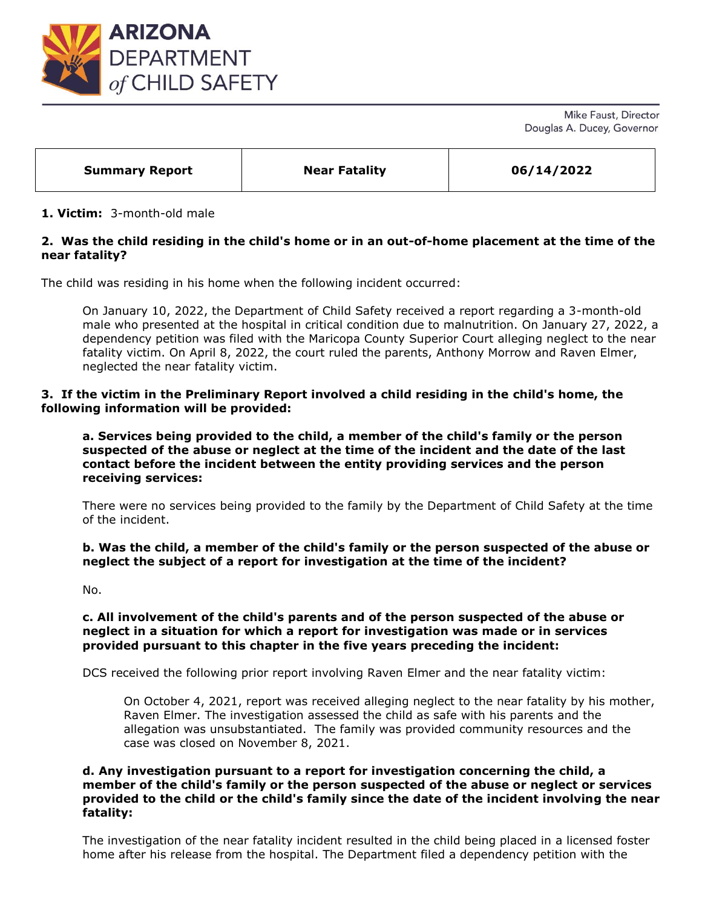# ARIZONA DEPARTMENT *of* CHILD SAFETY

Mike Faust, Director
Douglas A. Ducey, Governor

| | | |
|---|---|---|
| **Summary Report** | **Near Fatality** | **06/14/2022** |

**1. Victim:** 3-month-old male

**2. Was the child residing in the child's home or in an out-of-home placement at the time of the near fatality?**

The child was residing in his home when the following incident occurred:

> On January 10, 2022, the Department of Child Safety received a report regarding a 3-month-old male who presented at the hospital in critical condition due to malnutrition. On January 27, 2022, a dependency petition was filed with the Maricopa County Superior Court alleging neglect to the near fatality victim. On April 8, 2022, the court ruled the parents, Anthony Morrow and Raven Elmer, neglected the near fatality victim.

**3. If the victim in the Preliminary Report involved a child residing in the child's home, the following information will be provided:**

**a. Services being provided to the child, a member of the child's family or the person suspected of the abuse or neglect at the time of the incident and the date of the last contact before the incident between the entity providing services and the person receiving services:**

There were no services being provided to the family by the Department of Child Safety at the time of the incident.

**b. Was the child, a member of the child's family or the person suspected of the abuse or neglect the subject of a report for investigation at the time of the incident?**

No.

**c. All involvement of the child's parents and of the person suspected of the abuse or neglect in a situation for which a report for investigation was made or in services provided pursuant to this chapter in the five years preceding the incident:**

DCS received the following prior report involving Raven Elmer and the near fatality victim:

> On October 4, 2021, report was received alleging neglect to the near fatality by his mother, Raven Elmer. The investigation assessed the child as safe with his parents and the allegation was unsubstantiated. The family was provided community resources and the case was closed on November 8, 2021.

**d. Any investigation pursuant to a report for investigation concerning the child, a member of the child's family or the person suspected of the abuse or neglect or services provided to the child or the child's family since the date of the incident involving the near fatality:**

The investigation of the near fatality incident resulted in the child being placed in a licensed foster home after his release from the hospital. The Department filed a dependency petition with the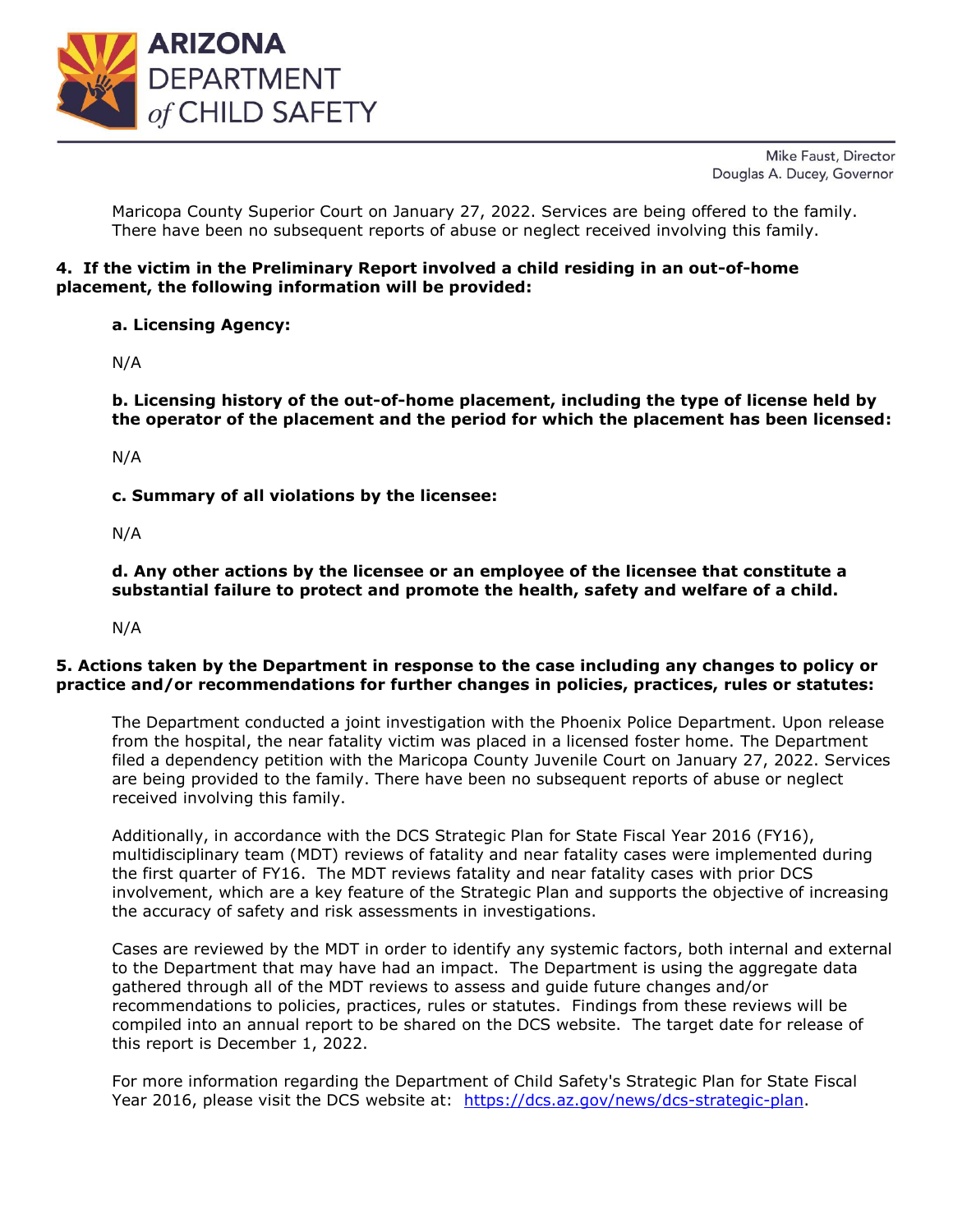Maricopa County Superior Court on January 27, 2022. Services are being offered to the family. There have been no subsequent reports of abuse or neglect received involving this family.

**4. If the victim in the Preliminary Report involved a child residing in an out-of-home placement, the following information will be provided:**

**a. Licensing Agency:**

N/A

**b. Licensing history of the out-of-home placement, including the type of license held by the operator of the placement and the period for which the placement has been licensed:**

N/A

**c. Summary of all violations by the licensee:**

N/A

**d. Any other actions by the licensee or an employee of the licensee that constitute a substantial failure to protect and promote the health, safety and welfare of a child.**

N/A

**5. Actions taken by the Department in response to the case including any changes to policy or practice and/or recommendations for further changes in policies, practices, rules or statutes:**

The Department conducted a joint investigation with the Phoenix Police Department. Upon release from the hospital, the near fatality victim was placed in a licensed foster home. The Department filed a dependency petition with the Maricopa County Juvenile Court on January 27, 2022. Services are being provided to the family. There have been no subsequent reports of abuse or neglect received involving this family.

Additionally, in accordance with the DCS Strategic Plan for State Fiscal Year 2016 (FY16), multidisciplinary team (MDT) reviews of fatality and near fatality cases were implemented during the first quarter of FY16. The MDT reviews fatality and near fatality cases with prior DCS involvement, which are a key feature of the Strategic Plan and supports the objective of increasing the accuracy of safety and risk assessments in investigations.

Cases are reviewed by the MDT in order to identify any systemic factors, both internal and external to the Department that may have had an impact. The Department is using the aggregate data gathered through all of the MDT reviews to assess and guide future changes and/or recommendations to policies, practices, rules or statutes. Findings from these reviews will be compiled into an annual report to be shared on the DCS website. The target date for release of this report is December 1, 2022.

For more information regarding the Department of Child Safety's Strategic Plan for State Fiscal Year 2016, please visit the DCS website at: https://dcs.az.gov/news/dcs-strategic-plan.